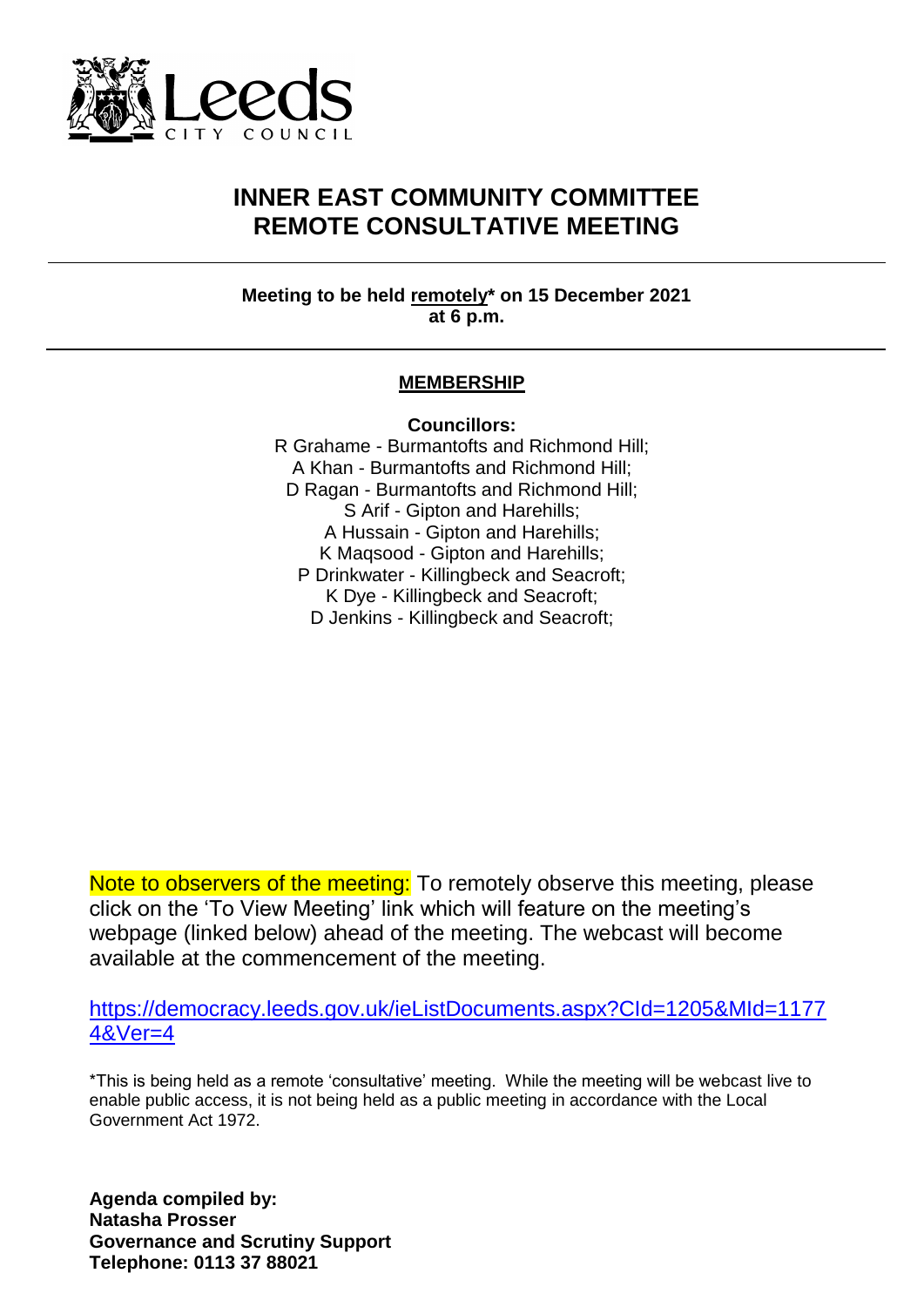# INNER EAST COMMUNITY COMMITTEE
# REMOTE CONSULTATIVE MEETING

**Meeting to be held remotely* on 15 December 2021 at 6 p.m.**

## MEMBERSHIP

**Councillors:**

R Grahame - Burmantofts and Richmond Hill;
A Khan - Burmantofts and Richmond Hill;
D Ragan - Burmantofts and Richmond Hill;
S Arif - Gipton and Harehills;
A Hussain - Gipton and Harehills;
K Maqsood - Gipton and Harehills;
P Drinkwater - Killingbeck and Seacroft;
K Dye - Killingbeck and Seacroft;
D Jenkins - Killingbeck and Seacroft;

Note to observers of the meeting: To remotely observe this meeting, please click on the 'To View Meeting' link which will feature on the meeting's webpage (linked below) ahead of the meeting. The webcast will become available at the commencement of the meeting.

https://democracy.leeds.gov.uk/ieListDocuments.aspx?CId=1205&MId=11774&Ver=4

*This is being held as a remote 'consultative' meeting. While the meeting will be webcast live to enable public access, it is not being held as a public meeting in accordance with the Local Government Act 1972.

**Agenda compiled by:**
**Natasha Prosser**
**Governance and Scrutiny Support**
**Telephone: 0113 37 88021**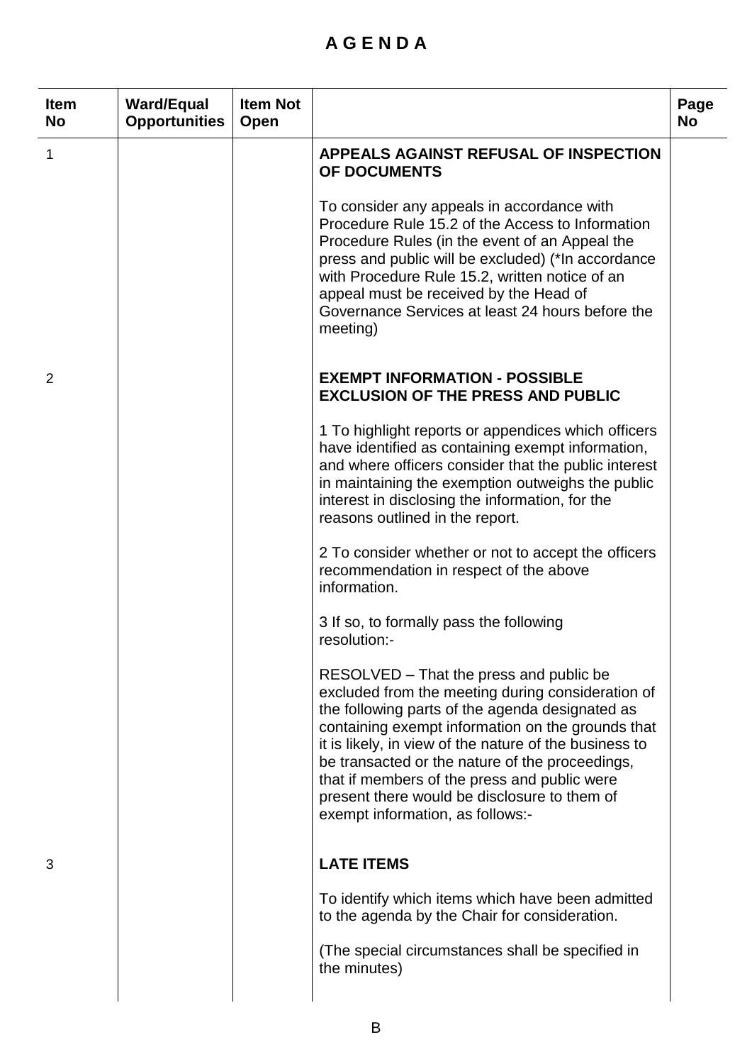# A G E N D A

| Item No | Ward/Equal Opportunities | Item Not Open | | Page No |
|---|---|---|---|---|
| 1 | | | **APPEALS AGAINST REFUSAL OF INSPECTION OF DOCUMENTS**<br><br>To consider any appeals in accordance with Procedure Rule 15.2 of the Access to Information Procedure Rules (in the event of an Appeal the press and public will be excluded) (*In accordance with Procedure Rule 15.2, written notice of an appeal must be received by the Head of Governance Services at least 24 hours before the meeting) | |
| 2 | | | **EXEMPT INFORMATION - POSSIBLE EXCLUSION OF THE PRESS AND PUBLIC**<br><br>1 To highlight reports or appendices which officers have identified as containing exempt information, and where officers consider that the public interest in maintaining the exemption outweighs the public interest in disclosing the information, for the reasons outlined in the report.<br><br>2 To consider whether or not to accept the officers recommendation in respect of the above information.<br><br>3 If so, to formally pass the following resolution:-<br><br>RESOLVED – That the press and public be excluded from the meeting during consideration of the following parts of the agenda designated as containing exempt information on the grounds that it is likely, in view of the nature of the business to be transacted or the nature of the proceedings, that if members of the press and public were present there would be disclosure to them of exempt information, as follows:- | |
| 3 | | | **LATE ITEMS**<br><br>To identify which items which have been admitted to the agenda by the Chair for consideration.<br><br>(The special circumstances shall be specified in the minutes) | |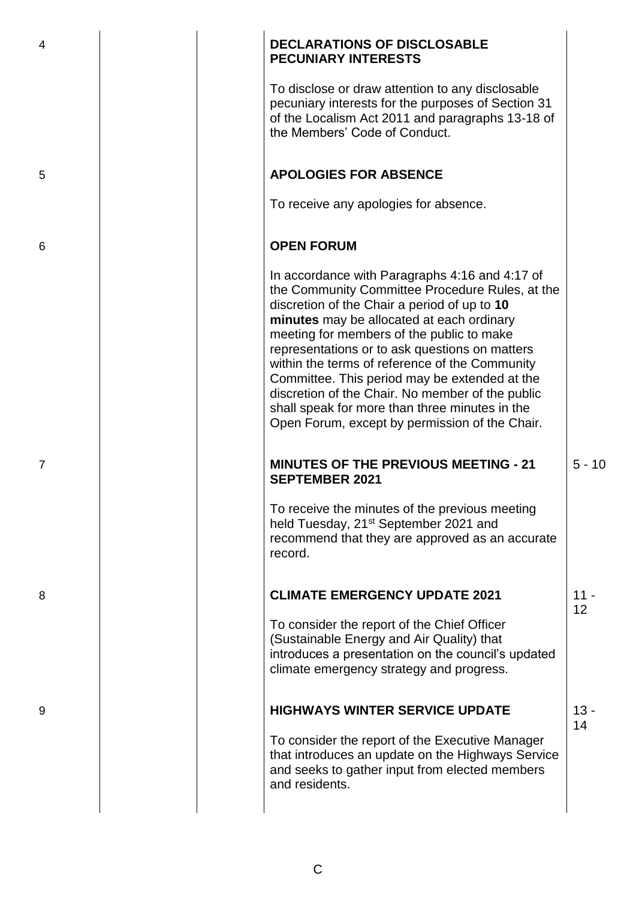| Item | | | | Page |
|---|---|---|---|---|
| 4 | | | **DECLARATIONS OF DISCLOSABLE PECUNIARY INTERESTS**<br><br>To disclose or draw attention to any disclosable pecuniary interests for the purposes of Section 31 of the Localism Act 2011 and paragraphs 13-18 of the Members' Code of Conduct. | |
| 5 | | | **APOLOGIES FOR ABSENCE**<br><br>To receive any apologies for absence. | |
| 6 | | | **OPEN FORUM**<br><br>In accordance with Paragraphs 4:16 and 4:17 of the Community Committee Procedure Rules, at the discretion of the Chair a period of up to **10 minutes** may be allocated at each ordinary meeting for members of the public to make representations or to ask questions on matters within the terms of reference of the Community Committee. This period may be extended at the discretion of the Chair. No member of the public shall speak for more than three minutes in the Open Forum, except by permission of the Chair. | |
| 7 | | | **MINUTES OF THE PREVIOUS MEETING - 21 SEPTEMBER 2021**<br><br>To receive the minutes of the previous meeting held Tuesday, 21st September 2021 and recommend that they are approved as an accurate record. | 5 - 10 |
| 8 | | | **CLIMATE EMERGENCY UPDATE 2021**<br><br>To consider the report of the Chief Officer (Sustainable Energy and Air Quality) that introduces a presentation on the council's updated climate emergency strategy and progress. | 11 - 12 |
| 9 | | | **HIGHWAYS WINTER SERVICE UPDATE**<br><br>To consider the report of the Executive Manager that introduces an update on the Highways Service and seeks to gather input from elected members and residents. | 13 - 14 |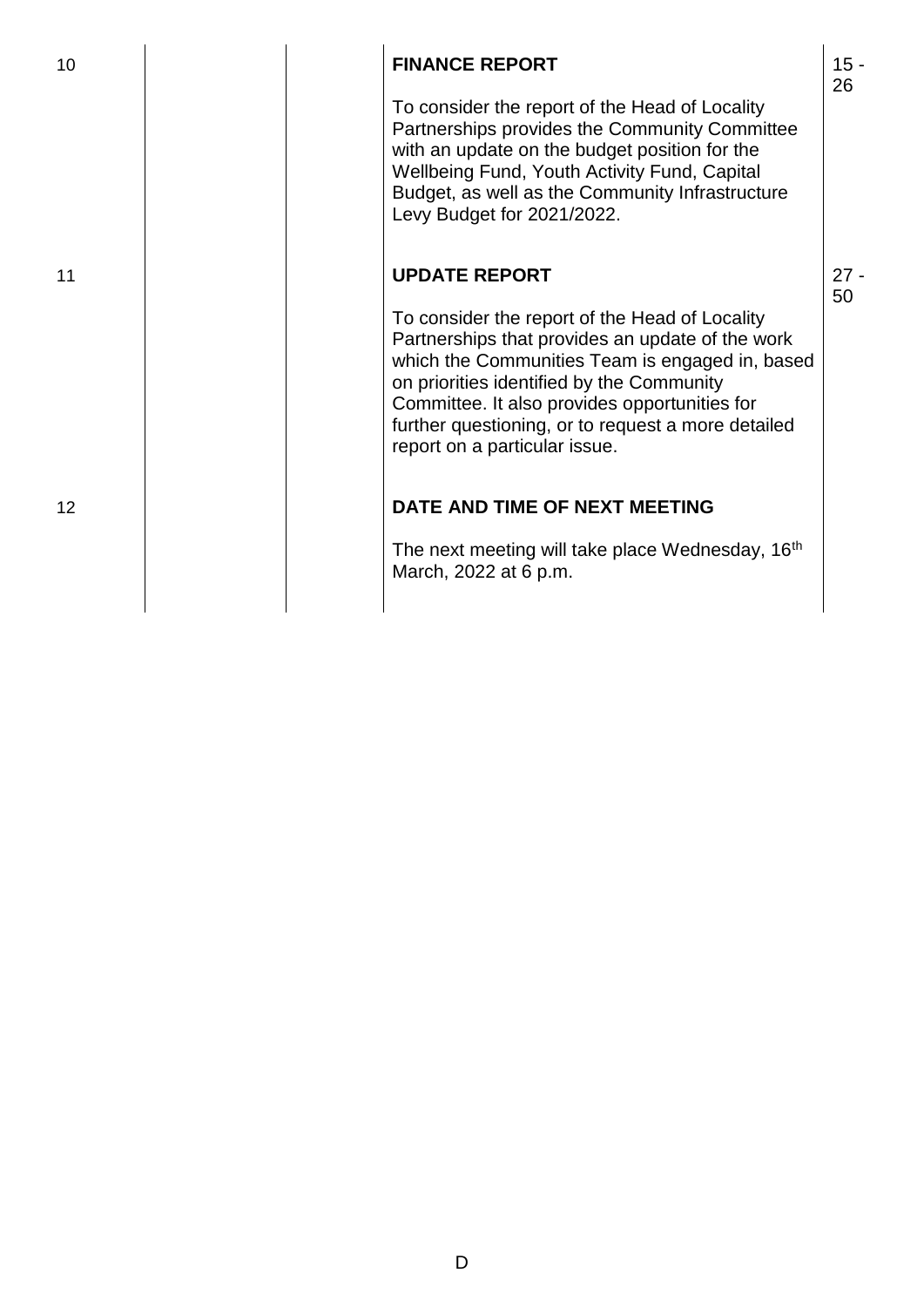| | | | | |
|---|---|---|---|---|
| 10 | | | **FINANCE REPORT**<br><br>To consider the report of the Head of Locality Partnerships provides the Community Committee with an update on the budget position for the Wellbeing Fund, Youth Activity Fund, Capital Budget, as well as the Community Infrastructure Levy Budget for 2021/2022. | 15 - 26 |
| 11 | | | **UPDATE REPORT**<br><br>To consider the report of the Head of Locality Partnerships that provides an update of the work which the Communities Team is engaged in, based on priorities identified by the Community Committee. It also provides opportunities for further questioning, or to request a more detailed report on a particular issue. | 27 - 50 |
| 12 | | | **DATE AND TIME OF NEXT MEETING**<br><br>The next meeting will take place Wednesday, 16th March, 2022 at 6 p.m. | |

D